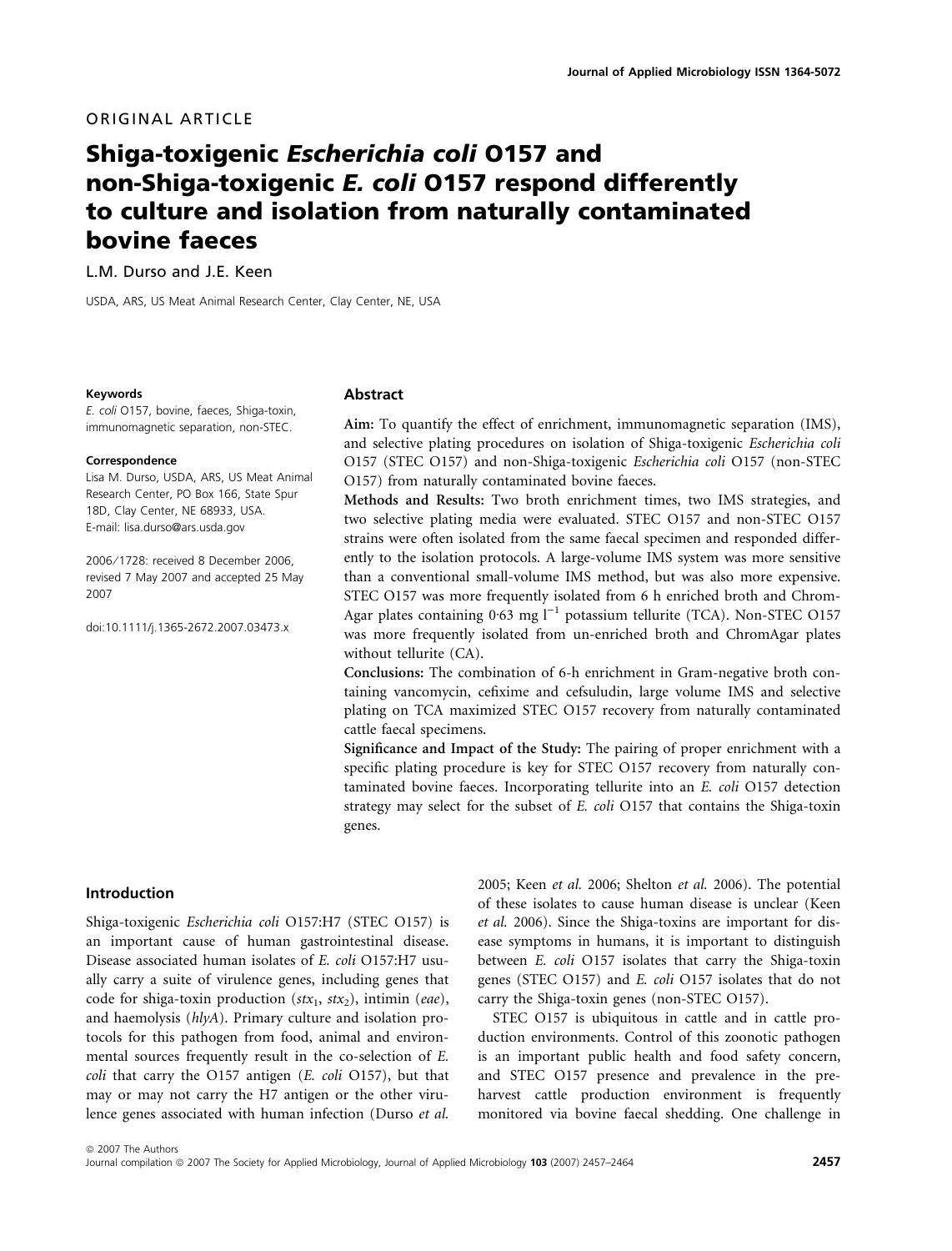ORIGINAL ARTICLE

# Shiga-toxigenic *Escherichia coli* O157 and non-Shiga-toxigenic *E. coli* O157 respond differently to culture and isolation from naturally contaminated bovine faeces

L.M. Durso and J.E. Keen

USDA, ARS, US Meat Animal Research Center, Clay Center, NE, USA

**Keywords**

*E. coli* O157, bovine, faeces, Shiga-toxin, immunomagnetic separation, non-STEC.

**Correspondence**

Lisa M. Durso, USDA, ARS, US Meat Animal Research Center, PO Box 166, State Spur 18D, Clay Center, NE 68933, USA.
E-mail: lisa.durso@ars.usda.gov

2006/1728: received 8 December 2006, revised 7 May 2007 and accepted 25 May 2007

doi:10.1111/j.1365-2672.2007.03473.x

## Abstract

**Aim:** To quantify the effect of enrichment, immunomagnetic separation (IMS), and selective plating procedures on isolation of Shiga-toxigenic *Escherichia coli* O157 (STEC O157) and non-Shiga-toxigenic *Escherichia coli* O157 (non-STEC O157) from naturally contaminated bovine faeces.

**Methods and Results:** Two broth enrichment times, two IMS strategies, and two selective plating media were evaluated. STEC O157 and non-STEC O157 strains were often isolated from the same faecal specimen and responded differently to the isolation protocols. A large-volume IMS system was more sensitive than a conventional small-volume IMS method, but was also more expensive. STEC O157 was more frequently isolated from 6 h enriched broth and ChromAgar plates containing 0·63 mg l$^{-1}$ potassium tellurite (TCA). Non-STEC O157 was more frequently isolated from un-enriched broth and ChromAgar plates without tellurite (CA).

**Conclusions:** The combination of 6-h enrichment in Gram-negative broth containing vancomycin, cefixime and cefsuludin, large volume IMS and selective plating on TCA maximized STEC O157 recovery from naturally contaminated cattle faecal specimens.

**Significance and Impact of the Study:** The pairing of proper enrichment with a specific plating procedure is key for STEC O157 recovery from naturally contaminated bovine faeces. Incorporating tellurite into an *E. coli* O157 detection strategy may select for the subset of *E. coli* O157 that contains the Shiga-toxin genes.

## Introduction

Shiga-toxigenic *Escherichia coli* O157:H7 (STEC O157) is an important cause of human gastrointestinal disease. Disease associated human isolates of *E. coli* O157:H7 usually carry a suite of virulence genes, including genes that code for shiga-toxin production (*stx*$_1$, *stx*$_2$), intimin (*eae*), and haemolysis (*hlyA*). Primary culture and isolation protocols for this pathogen from food, animal and environmental sources frequently result in the co-selection of *E. coli* that carry the O157 antigen (*E. coli* O157), but that may or may not carry the H7 antigen or the other virulence genes associated with human infection (Durso *et al.* 2005; Keen *et al.* 2006; Shelton *et al.* 2006). The potential of these isolates to cause human disease is unclear (Keen *et al.* 2006). Since the Shiga-toxins are important for disease symptoms in humans, it is important to distinguish between *E. coli* O157 isolates that carry the Shiga-toxin genes (STEC O157) and *E. coli* O157 isolates that do not carry the Shiga-toxin genes (non-STEC O157).

STEC O157 is ubiquitous in cattle and in cattle production environments. Control of this zoonotic pathogen is an important public health and food safety concern, and STEC O157 presence and prevalence in the pre-harvest cattle production environment is frequently monitored via bovine faecal shedding. One challenge in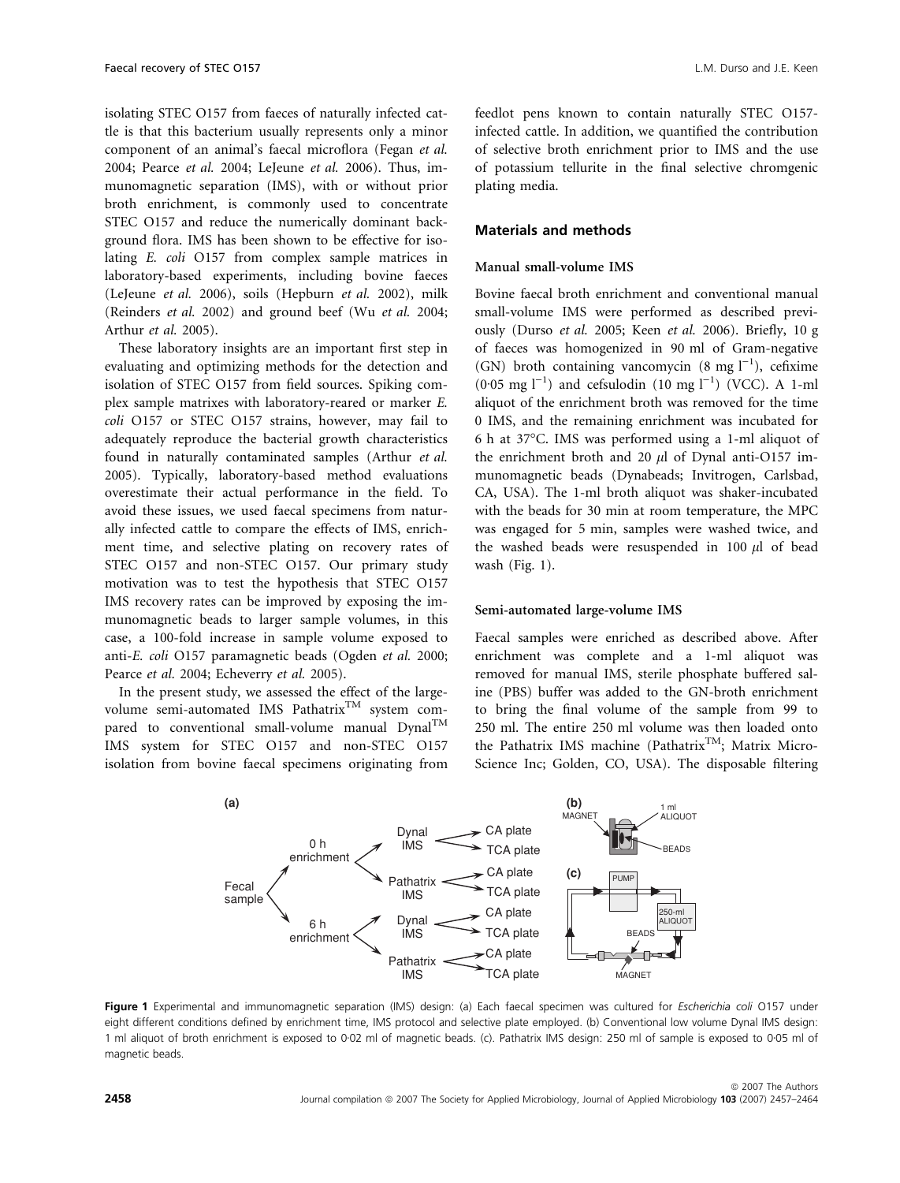isolating STEC O157 from faeces of naturally infected cattle is that this bacterium usually represents only a minor component of an animal's faecal microflora (Fegan *et al.* 2004; Pearce *et al.* 2004; LeJeune *et al.* 2006). Thus, immunomagnetic separation (IMS), with or without prior broth enrichment, is commonly used to concentrate STEC O157 and reduce the numerically dominant background flora. IMS has been shown to be effective for isolating *E. coli* O157 from complex sample matrices in laboratory-based experiments, including bovine faeces (LeJeune *et al.* 2006), soils (Hepburn *et al.* 2002), milk (Reinders *et al.* 2002) and ground beef (Wu *et al.* 2004; Arthur *et al.* 2005).

These laboratory insights are an important first step in evaluating and optimizing methods for the detection and isolation of STEC O157 from field sources. Spiking complex sample matrixes with laboratory-reared or marker *E. coli* O157 or STEC O157 strains, however, may fail to adequately reproduce the bacterial growth characteristics found in naturally contaminated samples (Arthur *et al.* 2005). Typically, laboratory-based method evaluations overestimate their actual performance in the field. To avoid these issues, we used faecal specimens from naturally infected cattle to compare the effects of IMS, enrichment time, and selective plating on recovery rates of STEC O157 and non-STEC O157. Our primary study motivation was to test the hypothesis that STEC O157 IMS recovery rates can be improved by exposing the immunomagnetic beads to larger sample volumes, in this case, a 100-fold increase in sample volume exposed to anti-*E. coli* O157 paramagnetic beads (Ogden *et al.* 2000; Pearce *et al.* 2004; Echeverry *et al.* 2005).

In the present study, we assessed the effect of the large-volume semi-automated IMS Pathatrix™ system compared to conventional small-volume manual Dynal™ IMS system for STEC O157 and non-STEC O157 isolation from bovine faecal specimens originating from feedlot pens known to contain naturally STEC O157-infected cattle. In addition, we quantified the contribution of selective broth enrichment prior to IMS and the use of potassium tellurite in the final selective chromgenic plating media.

## Materials and methods

### Manual small-volume IMS

Bovine faecal broth enrichment and conventional manual small-volume IMS were performed as described previously (Durso *et al.* 2005; Keen *et al.* 2006). Briefly, 10 g of faeces was homogenized in 90 ml of Gram-negative (GN) broth containing vancomycin (8 mg $l^{-1}$), cefixime (0·05 mg $l^{-1}$) and cefsulodin (10 mg $l^{-1}$) (VCC). A 1-ml aliquot of the enrichment broth was removed for the time 0 IMS, and the remaining enrichment was incubated for 6 h at 37°C. IMS was performed using a 1-ml aliquot of the enrichment broth and 20 $\mu$l of Dynal anti-O157 immunomagnetic beads (Dynabeads; Invitrogen, Carlsbad, CA, USA). The 1-ml broth aliquot was shaker-incubated with the beads for 30 min at room temperature, the MPC was engaged for 5 min, samples were washed twice, and the washed beads were resuspended in 100 $\mu$l of bead wash (Fig. 1).

### Semi-automated large-volume IMS

Faecal samples were enriched as described above. After enrichment was complete and a 1-ml aliquot was removed for manual IMS, sterile phosphate buffered saline (PBS) buffer was added to the GN-broth enrichment to bring the final volume of the sample from 99 to 250 ml. The entire 250 ml volume was then loaded onto the Pathatrix IMS machine (Pathatrix™; Matrix MicroScience Inc; Golden, CO, USA). The disposable filtering

**Figure 1** Experimental and immunomagnetic separation (IMS) design: (a) Each faecal specimen was cultured for *Escherichia coli* O157 under eight different conditions defined by enrichment time, IMS protocol and selective plate employed. (b) Conventional low volume Dynal IMS design: 1 ml aliquot of broth enrichment is exposed to 0·02 ml of magnetic beads. (c). Pathatrix IMS design: 250 ml of sample is exposed to 0·05 ml of magnetic beads.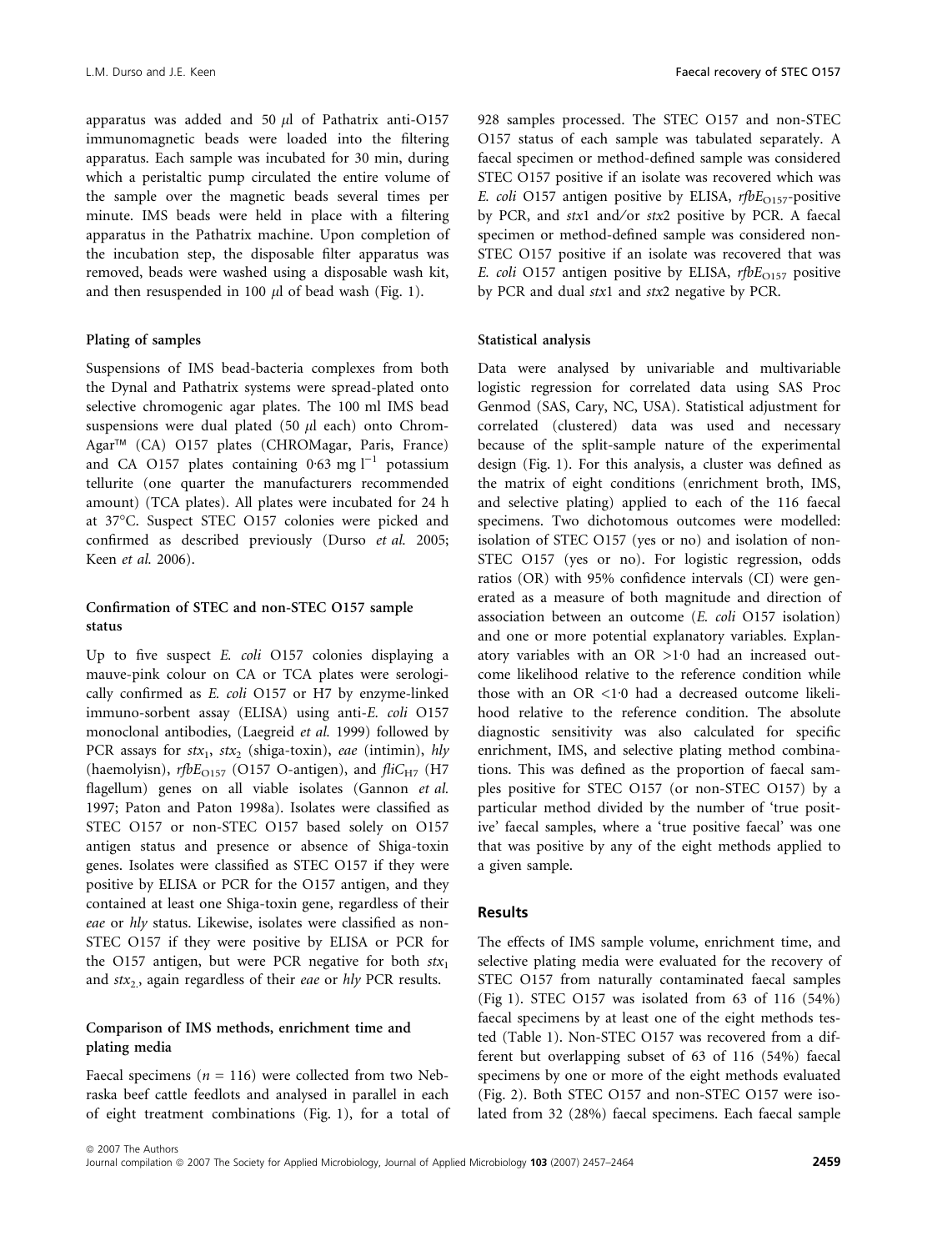apparatus was added and 50 $\mu$l of Pathatrix anti-O157 immunomagnetic beads were loaded into the filtering apparatus. Each sample was incubated for 30 min, during which a peristaltic pump circulated the entire volume of the sample over the magnetic beads several times per minute. IMS beads were held in place with a filtering apparatus in the Pathatrix machine. Upon completion of the incubation step, the disposable filter apparatus was removed, beads were washed using a disposable wash kit, and then resuspended in 100 $\mu$l of bead wash (Fig. 1).

### Plating of samples

Suspensions of IMS bead-bacteria complexes from both the Dynal and Pathatrix systems were spread-plated onto selective chromogenic agar plates. The 100 ml IMS bead suspensions were dual plated (50 $\mu$l each) onto Chrom-Agar™ (CA) O157 plates (CHROMagar, Paris, France) and CA O157 plates containing 0·63 mg $l^{-1}$ potassium tellurite (one quarter the manufacturers recommended amount) (TCA plates). All plates were incubated for 24 h at 37°C. Suspect STEC O157 colonies were picked and confirmed as described previously (Durso *et al.* 2005; Keen *et al.* 2006).

### Confirmation of STEC and non-STEC O157 sample status

Up to five suspect *E. coli* O157 colonies displaying a mauve-pink colour on CA or TCA plates were serologically confirmed as *E. coli* O157 or H7 by enzyme-linked immuno-sorbent assay (ELISA) using anti-*E. coli* O157 monoclonal antibodies, (Laegreid *et al.* 1999) followed by PCR assays for $stx_1$, $stx_2$ (shiga-toxin), *eae* (intimin), *hly* (haemolyisn), $rfbE_{O157}$ (O157 O-antigen), and $fliC_{H7}$ (H7 flagellum) genes on all viable isolates (Gannon *et al.* 1997; Paton and Paton 1998a). Isolates were classified as STEC O157 or non-STEC O157 based solely on O157 antigen status and presence or absence of Shiga-toxin genes. Isolates were classified as STEC O157 if they were positive by ELISA or PCR for the O157 antigen, and they contained at least one Shiga-toxin gene, regardless of their *eae* or *hly* status. Likewise, isolates were classified as non-STEC O157 if they were positive by ELISA or PCR for the O157 antigen, but were PCR negative for both $stx_1$ and $stx_2$, again regardless of their *eae* or *hly* PCR results.

### Comparison of IMS methods, enrichment time and plating media

Faecal specimens ($n$ = 116) were collected from two Nebraska beef cattle feedlots and analysed in parallel in each of eight treatment combinations (Fig. 1), for a total of 928 samples processed. The STEC O157 and non-STEC O157 status of each sample was tabulated separately. A faecal specimen or method-defined sample was considered STEC O157 positive if an isolate was recovered which was *E. coli* O157 antigen positive by ELISA, $rfbE_{O157}$-positive by PCR, and *stx*1 and/or *stx*2 positive by PCR. A faecal specimen or method-defined sample was considered non-STEC O157 positive if an isolate was recovered that was *E. coli* O157 antigen positive by ELISA, $rfbE_{O157}$ positive by PCR and dual *stx*1 and *stx*2 negative by PCR.

### Statistical analysis

Data were analysed by univariable and multivariable logistic regression for correlated data using SAS Proc Genmod (SAS, Cary, NC, USA). Statistical adjustment for correlated (clustered) data was used and necessary because of the split-sample nature of the experimental design (Fig. 1). For this analysis, a cluster was defined as the matrix of eight conditions (enrichment broth, IMS, and selective plating) applied to each of the 116 faecal specimens. Two dichotomous outcomes were modelled: isolation of STEC O157 (yes or no) and isolation of non-STEC O157 (yes or no). For logistic regression, odds ratios (OR) with 95% confidence intervals (CI) were generated as a measure of both magnitude and direction of association between an outcome (*E. coli* O157 isolation) and one or more potential explanatory variables. Explanatory variables with an OR >1·0 had an increased outcome likelihood relative to the reference condition while those with an OR <1·0 had a decreased outcome likelihood relative to the reference condition. The absolute diagnostic sensitivity was also calculated for specific enrichment, IMS, and selective plating method combinations. This was defined as the proportion of faecal samples positive for STEC O157 (or non-STEC O157) by a particular method divided by the number of 'true positive' faecal samples, where a 'true positive faecal' was one that was positive by any of the eight methods applied to a given sample.

## Results

The effects of IMS sample volume, enrichment time, and selective plating media were evaluated for the recovery of STEC O157 from naturally contaminated faecal samples (Fig 1). STEC O157 was isolated from 63 of 116 (54%) faecal specimens by at least one of the eight methods tested (Table 1). Non-STEC O157 was recovered from a different but overlapping subset of 63 of 116 (54%) faecal specimens by one or more of the eight methods evaluated (Fig. 2). Both STEC O157 and non-STEC O157 were isolated from 32 (28%) faecal specimens. Each faecal sample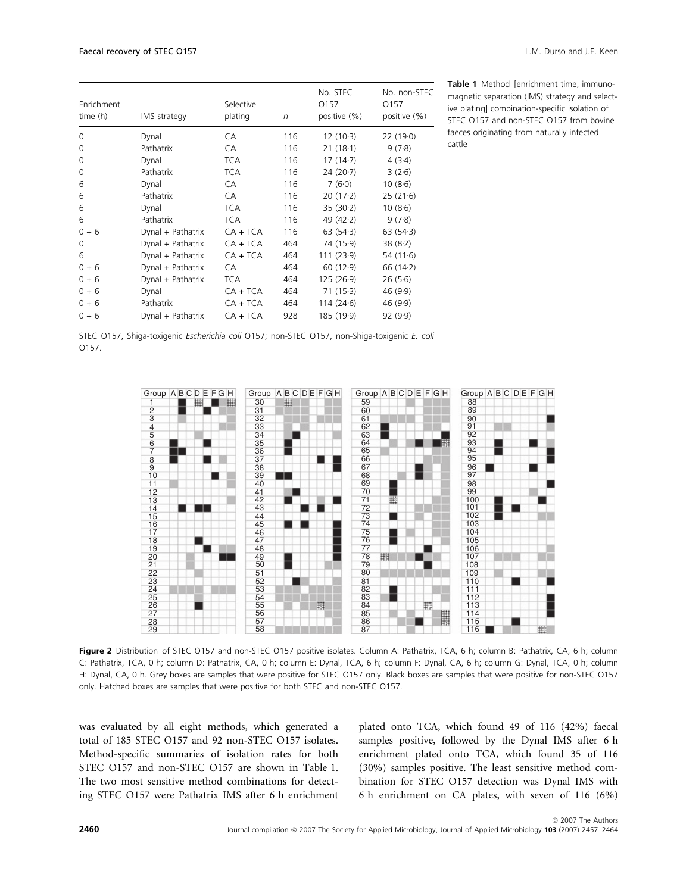**Table 1** Method [enrichment time, immunomagnetic separation (IMS) strategy and selective plating] combination-specific isolation of STEC O157 and non-STEC O157 from bovine faeces originating from naturally infected cattle

| Enrichment time (h) | IMS strategy | Selective plating | *n* | No. STEC O157 positive (%) | No. non-STEC O157 positive (%) |
|---|---|---|---|---|---|
| 0 | Dynal | CA | 116 | 12 (10·3) | 22 (19·0) |
| 0 | Pathatrix | CA | 116 | 21 (18·1) | 9 (7·8) |
| 0 | Dynal | TCA | 116 | 17 (14·7) | 4 (3·4) |
| 0 | Pathatrix | TCA | 116 | 24 (20·7) | 3 (2·6) |
| 6 | Dynal | CA | 116 | 7 (6·0) | 10 (8·6) |
| 6 | Pathatrix | CA | 116 | 20 (17·2) | 25 (21·6) |
| 6 | Dynal | TCA | 116 | 35 (30·2) | 10 (8·6) |
| 6 | Pathatrix | TCA | 116 | 49 (42·2) | 9 (7·8) |
| 0 + 6 | Dynal + Pathatrix | CA + TCA | 116 | 63 (54·3) | 63 (54·3) |
| 0 | Dynal + Pathatrix | CA + TCA | 464 | 74 (15·9) | 38 (8·2) |
| 6 | Dynal + Pathatrix | CA + TCA | 464 | 111 (23·9) | 54 (11·6) |
| 0 + 6 | Dynal + Pathatrix | CA | 464 | 60 (12·9) | 66 (14·2) |
| 0 + 6 | Dynal + Pathatrix | TCA | 464 | 125 (26·9) | 26 (5·6) |
| 0 + 6 | Dynal | CA + TCA | 464 | 71 (15·3) | 46 (9·9) |
| 0 + 6 | Pathatrix | CA + TCA | 464 | 114 (24·6) | 46 (9·9) |
| 0 + 6 | Dynal + Pathatrix | CA + TCA | 928 | 185 (19·9) | 92 (9·9) |

STEC O157, Shiga-toxigenic *Escherichia coli* O157; non-STEC O157, non-Shiga-toxigenic *E. coli* O157.

**Figure 2** Distribution of STEC O157 and non-STEC O157 positive isolates. Column A: Pathatrix, TCA, 6 h; column B: Pathatrix, CA, 6 h; column C: Pathatrix, TCA, 0 h; column D: Pathatrix, CA, 0 h; column E: Dynal, TCA, 6 h; column F: Dynal, CA, 6 h; column G: Dynal, TCA, 0 h; column H: Dynal, CA, 0 h. Grey boxes are samples that were positive for STEC O157 only. Black boxes are samples that were positive for non-STEC O157 only. Hatched boxes are samples that were positive for both STEC and non-STEC O157.

was evaluated by all eight methods, which generated a total of 185 STEC O157 and 92 non-STEC O157 isolates. Method-specific summaries of isolation rates for both STEC O157 and non-STEC O157 are shown in Table 1. The two most sensitive method combinations for detecting STEC O157 were Pathatrix IMS after 6 h enrichment plated onto TCA, which found 49 of 116 (42%) faecal samples positive, followed by the Dynal IMS after 6 h enrichment plated onto TCA, which found 35 of 116 (30%) samples positive. The least sensitive method combination for STEC O157 detection was Dynal IMS with 6 h enrichment on CA plates, with seven of 116 (6%)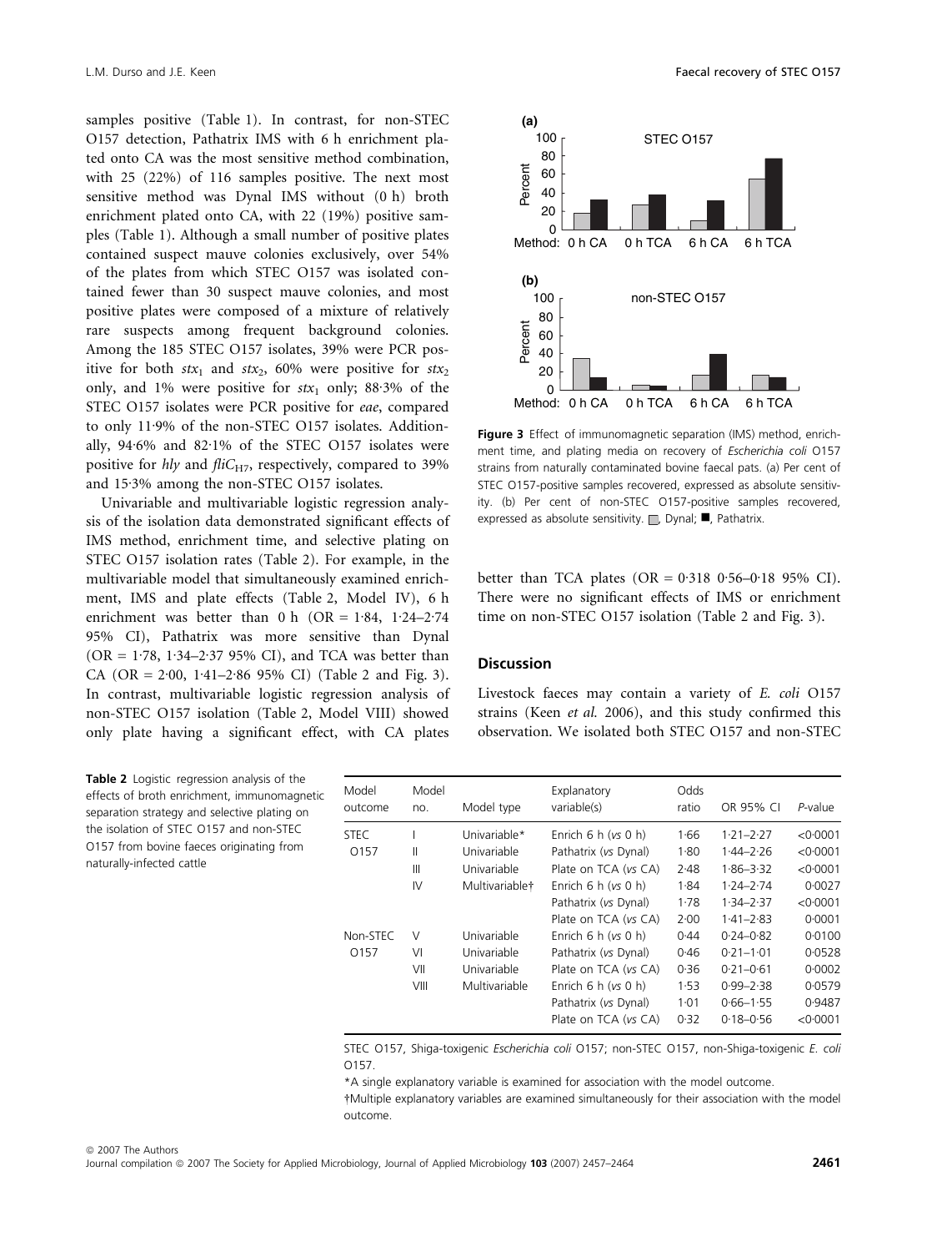samples positive (Table 1). In contrast, for non-STEC O157 detection, Pathatrix IMS with 6 h enrichment plated onto CA was the most sensitive method combination, with 25 (22%) of 116 samples positive. The next most sensitive method was Dynal IMS without (0 h) broth enrichment plated onto CA, with 22 (19%) positive samples (Table 1). Although a small number of positive plates contained suspect mauve colonies exclusively, over 54% of the plates from which STEC O157 was isolated contained fewer than 30 suspect mauve colonies, and most positive plates were composed of a mixture of relatively rare suspects among frequent background colonies. Among the 185 STEC O157 isolates, 39% were PCR positive for both $stx_1$ and $stx_2$, 60% were positive for $stx_2$ only, and 1% were positive for $stx_1$ only; 88·3% of the STEC O157 isolates were PCR positive for *eae*, compared to only 11·9% of the non-STEC O157 isolates. Additionally, 94·6% and 82·1% of the STEC O157 isolates were positive for *hly* and $fliC_{H7}$, respectively, compared to 39% and 15·3% among the non-STEC O157 isolates.

Univariable and multivariable logistic regression analysis of the isolation data demonstrated significant effects of IMS method, enrichment time, and selective plating on STEC O157 isolation rates (Table 2). For example, in the multivariable model that simultaneously examined enrichment, IMS and plate effects (Table 2, Model IV), 6 h enrichment was better than 0 h (OR = 1·84, 1·24–2·74 95% CI), Pathatrix was more sensitive than Dynal (OR = 1·78, 1·34–2·37 95% CI), and TCA was better than CA (OR = 2·00, 1·41–2·86 95% CI) (Table 2 and Fig. 3). In contrast, multivariable logistic regression analysis of non-STEC O157 isolation (Table 2, Model VIII) showed only plate having a significant effect, with CA plates better than TCA plates (OR = 0·318 0·56–0·18 95% CI). There were no significant effects of IMS or enrichment time on non-STEC O157 isolation (Table 2 and Fig. 3).

**Figure 3** Effect of immunomagnetic separation (IMS) method, enrichment time, and plating media on recovery of *Escherichia coli* O157 strains from naturally contaminated bovine faecal pats. (a) Per cent of STEC O157-positive samples recovered, expressed as absolute sensitivity. (b) Per cent of non-STEC O157-positive samples recovered, expressed as absolute sensitivity. □, Dynal; ■, Pathatrix.

## Discussion

Livestock faeces may contain a variety of *E. coli* O157 strains (Keen *et al.* 2006), and this study confirmed this observation. We isolated both STEC O157 and non-STEC

**Table 2** Logistic regression analysis of the effects of broth enrichment, immunomagnetic separation strategy and selective plating on the isolation of STEC O157 and non-STEC O157 from bovine faeces originating from naturally-infected cattle

| Model outcome | Model no. | Model type | Explanatory variable(s) | Odds ratio | OR 95% CI | *P*-value |
|---|---|---|---|---|---|---|
| STEC O157 | I | Univariable* | Enrich 6 h (*vs* 0 h) | 1·66 | 1·21–2·27 | <0·0001 |
| | II | Univariable | Pathatrix (*vs* Dynal) | 1·80 | 1·44–2·26 | <0·0001 |
| | III | Univariable | Plate on TCA (*vs* CA) | 2·48 | 1·86–3·32 | <0·0001 |
| | IV | Multivariable† | Enrich 6 h (*vs* 0 h) | 1·84 | 1·24–2·74 | 0·0027 |
| | | | Pathatrix (*vs* Dynal) | 1·78 | 1·34–2·37 | <0·0001 |
| | | | Plate on TCA (*vs* CA) | 2·00 | 1·41–2·83 | 0·0001 |
| Non-STEC O157 | V | Univariable | Enrich 6 h (*vs* 0 h) | 0·44 | 0·24–0·82 | 0·0100 |
| | VI | Univariable | Pathatrix (*vs* Dynal) | 0·46 | 0·21–1·01 | 0·0528 |
| | VII | Univariable | Plate on TCA (*vs* CA) | 0·36 | 0·21–0·61 | 0·0002 |
| | VIII | Multivariable | Enrich 6 h (*vs* 0 h) | 1·53 | 0·99–2·38 | 0·0579 |
| | | | Pathatrix (*vs* Dynal) | 1·01 | 0·66–1·55 | 0·9487 |
| | | | Plate on TCA (*vs* CA) | 0·32 | 0·18–0·56 | <0·0001 |

STEC O157, Shiga-toxigenic *Escherichia coli* O157; non-STEC O157, non-Shiga-toxigenic *E. coli* O157.

*A single explanatory variable is examined for association with the model outcome.

†Multiple explanatory variables are examined simultaneously for their association with the model outcome.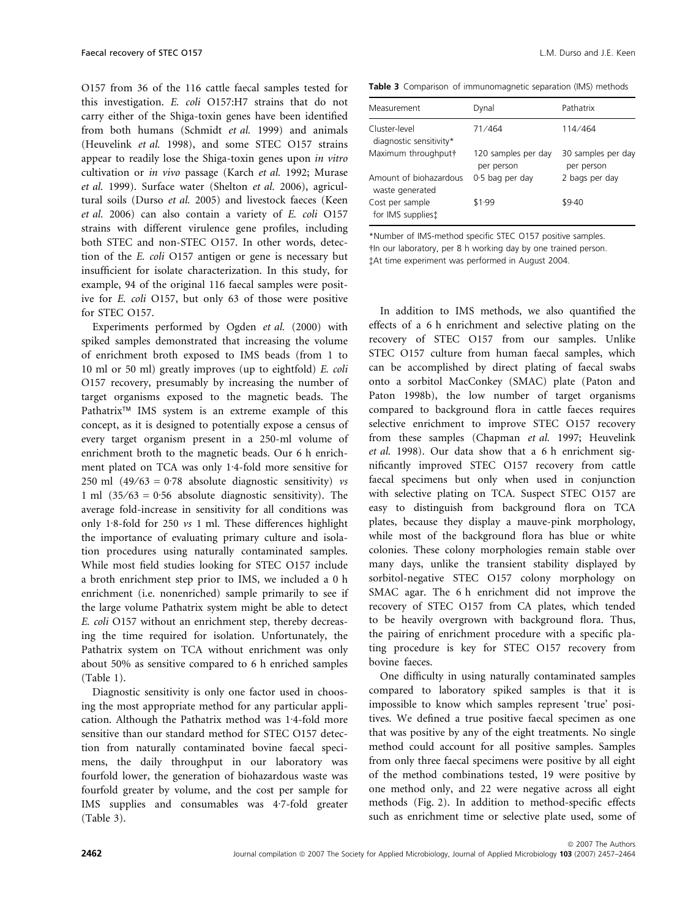O157 from 36 of the 116 cattle faecal samples tested for this investigation. *E. coli* O157:H7 strains that do not carry either of the Shiga-toxin genes have been identified from both humans (Schmidt *et al.* 1999) and animals (Heuvelink *et al.* 1998), and some STEC O157 strains appear to readily lose the Shiga-toxin genes upon *in vitro* cultivation or *in vivo* passage (Karch *et al.* 1992; Murase *et al.* 1999). Surface water (Shelton *et al.* 2006), agricultural soils (Durso *et al.* 2005) and livestock faeces (Keen *et al.* 2006) can also contain a variety of *E. coli* O157 strains with different virulence gene profiles, including both STEC and non-STEC O157. In other words, detection of the *E. coli* O157 antigen or gene is necessary but insufficient for isolate characterization. In this study, for example, 94 of the original 116 faecal samples were positive for *E. coli* O157, but only 63 of those were positive for STEC O157.

Experiments performed by Ogden *et al.* (2000) with spiked samples demonstrated that increasing the volume of enrichment broth exposed to IMS beads (from 1 to 10 ml or 50 ml) greatly improves (up to eightfold) *E. coli* O157 recovery, presumably by increasing the number of target organisms exposed to the magnetic beads. The Pathatrix™ IMS system is an extreme example of this concept, as it is designed to potentially expose a census of every target organism present in a 250-ml volume of enrichment broth to the magnetic beads. Our 6 h enrichment plated on TCA was only 1·4-fold more sensitive for 250 ml (49/63 = 0·78 absolute diagnostic sensitivity) *vs* 1 ml (35/63 = 0·56 absolute diagnostic sensitivity). The average fold-increase in sensitivity for all conditions was only 1·8-fold for 250 *vs* 1 ml. These differences highlight the importance of evaluating primary culture and isolation procedures using naturally contaminated samples. While most field studies looking for STEC O157 include a broth enrichment step prior to IMS, we included a 0 h enrichment (i.e. nonenriched) sample primarily to see if the large volume Pathatrix system might be able to detect *E. coli* O157 without an enrichment step, thereby decreasing the time required for isolation. Unfortunately, the Pathatrix system on TCA without enrichment was only about 50% as sensitive compared to 6 h enriched samples (Table 1).

Diagnostic sensitivity is only one factor used in choosing the most appropriate method for any particular application. Although the Pathatrix method was 1·4-fold more sensitive than our standard method for STEC O157 detection from naturally contaminated bovine faecal specimens, the daily throughput in our laboratory was fourfold lower, the generation of biohazardous waste was fourfold greater by volume, and the cost per sample for IMS supplies and consumables was 4·7-fold greater (Table 3).

**Table 3** Comparison of immunomagnetic separation (IMS) methods

| Measurement | Dynal | Pathatrix |
|---|---|---|
| Cluster-level diagnostic sensitivity* | 71/464 | 114/464 |
| Maximum throughput† | 120 samples per day per person | 30 samples per day per person |
| Amount of biohazardous waste generated | 0·5 bag per day | 2 bags per day |
| Cost per sample for IMS supplies‡ | $1·99 | $9·40 |

*Number of IMS-method specific STEC O157 positive samples.
†In our laboratory, per 8 h working day by one trained person.
‡At time experiment was performed in August 2004.

In addition to IMS methods, we also quantified the effects of a 6 h enrichment and selective plating on the recovery of STEC O157 from our samples. Unlike STEC O157 culture from human faecal samples, which can be accomplished by direct plating of faecal swabs onto a sorbitol MacConkey (SMAC) plate (Paton and Paton 1998b), the low number of target organisms compared to background flora in cattle faeces requires selective enrichment to improve STEC O157 recovery from these samples (Chapman *et al.* 1997; Heuvelink *et al.* 1998). Our data show that a 6 h enrichment significantly improved STEC O157 recovery from cattle faecal specimens but only when used in conjunction with selective plating on TCA. Suspect STEC O157 are easy to distinguish from background flora on TCA plates, because they display a mauve-pink morphology, while most of the background flora has blue or white colonies. These colony morphologies remain stable over many days, unlike the transient stability displayed by sorbitol-negative STEC O157 colony morphology on SMAC agar. The 6 h enrichment did not improve the recovery of STEC O157 from CA plates, which tended to be heavily overgrown with background flora. Thus, the pairing of enrichment procedure with a specific plating procedure is key for STEC O157 recovery from bovine faeces.

One difficulty in using naturally contaminated samples compared to laboratory spiked samples is that it is impossible to know which samples represent 'true' positives. We defined a true positive faecal specimen as one that was positive by any of the eight treatments. No single method could account for all positive samples. Samples from only three faecal specimens were positive by all eight of the method combinations tested, 19 were positive by one method only, and 22 were negative across all eight methods (Fig. 2). In addition to method-specific effects such as enrichment time or selective plate used, some of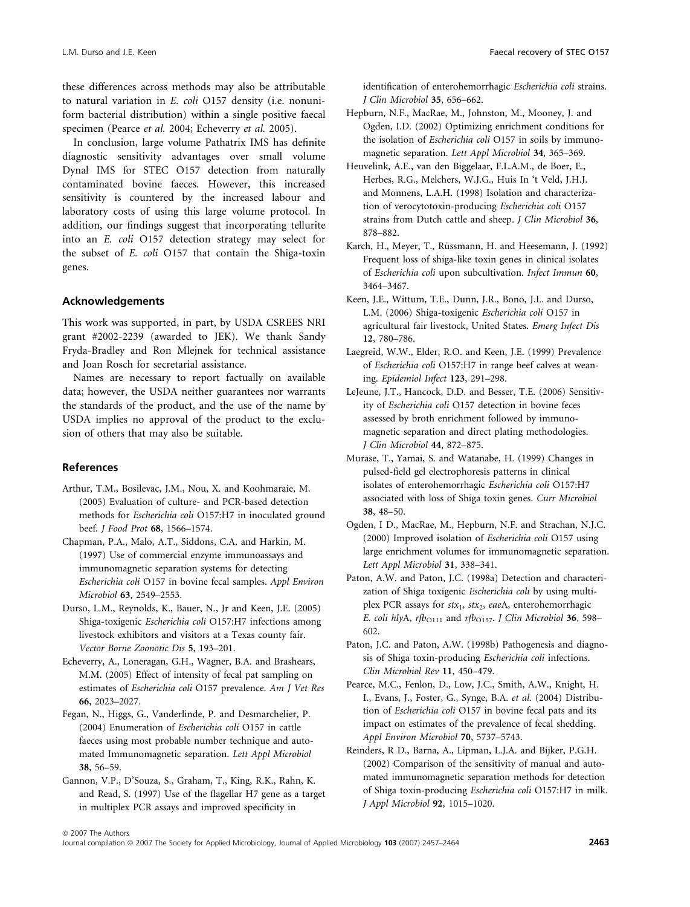these differences across methods may also be attributable to natural variation in *E. coli* O157 density (i.e. nonuniform bacterial distribution) within a single positive faecal specimen (Pearce *et al.* 2004; Echeverry *et al.* 2005).

In conclusion, large volume Pathatrix IMS has definite diagnostic sensitivity advantages over small volume Dynal IMS for STEC O157 detection from naturally contaminated bovine faeces. However, this increased sensitivity is countered by the increased labour and laboratory costs of using this large volume protocol. In addition, our findings suggest that incorporating tellurite into an *E. coli* O157 detection strategy may select for the subset of *E. coli* O157 that contain the Shiga-toxin genes.

## Acknowledgements

This work was supported, in part, by USDA CSREES NRI grant #2002-2239 (awarded to JEK). We thank Sandy Fryda-Bradley and Ron Mlejnek for technical assistance and Joan Rosch for secretarial assistance.

Names are necessary to report factually on available data; however, the USDA neither guarantees nor warrants the standards of the product, and the use of the name by USDA implies no approval of the product to the exclusion of others that may also be suitable.

## References

Arthur, T.M., Bosilevac, J.M., Nou, X. and Koohmaraie, M. (2005) Evaluation of culture- and PCR-based detection methods for *Escherichia coli* O157:H7 in inoculated ground beef. *J Food Prot* **68**, 1566–1574.

Chapman, P.A., Malo, A.T., Siddons, C.A. and Harkin, M. (1997) Use of commercial enzyme immunoassays and immunomagnetic separation systems for detecting *Escherichia coli* O157 in bovine fecal samples. *Appl Environ Microbiol* **63**, 2549–2553.

Durso, L.M., Reynolds, K., Bauer, N., Jr and Keen, J.E. (2005) Shiga-toxigenic *Escherichia coli* O157:H7 infections among livestock exhibitors and visitors at a Texas county fair. *Vector Borne Zoonotic Dis* **5**, 193–201.

Echeverry, A., Loneragan, G.H., Wagner, B.A. and Brashears, M.M. (2005) Effect of intensity of fecal pat sampling on estimates of *Escherichia coli* O157 prevalence. *Am J Vet Res* **66**, 2023–2027.

Fegan, N., Higgs, G., Vanderlinde, P. and Desmarchelier, P. (2004) Enumeration of *Escherichia coli* O157 in cattle faeces using most probable number technique and automated Immunomagnetic separation. *Lett Appl Microbiol* **38**, 56–59.

Gannon, V.P., D'Souza, S., Graham, T., King, R.K., Rahn, K. and Read, S. (1997) Use of the flagellar H7 gene as a target in multiplex PCR assays and improved specificity in identification of enterohemorrhagic *Escherichia coli* strains. *J Clin Microbiol* **35**, 656–662.

Hepburn, N.F., MacRae, M., Johnston, M., Mooney, J. and Ogden, I.D. (2002) Optimizing enrichment conditions for the isolation of *Escherichia coli* O157 in soils by immunomagnetic separation. *Lett Appl Microbiol* **34**, 365–369.

Heuvelink, A.E., van den Biggelaar, F.L.A.M., de Boer, E., Herbes, R.G., Melchers, W.J.G., Huis In 't Veld, J.H.J. and Monnens, L.A.H. (1998) Isolation and characterization of verocytotoxin-producing *Escherichia coli* O157 strains from Dutch cattle and sheep. *J Clin Microbiol* **36**, 878–882.

Karch, H., Meyer, T., Rüssmann, H. and Heesemann, J. (1992) Frequent loss of shiga-like toxin genes in clinical isolates of *Escherichia coli* upon subcultivation. *Infect Immun* **60**, 3464–3467.

Keen, J.E., Wittum, T.E., Dunn, J.R., Bono, J.L. and Durso, L.M. (2006) Shiga-toxigenic *Escherichia coli* O157 in agricultural fair livestock, United States. *Emerg Infect Dis* **12**, 780–786.

Laegreid, W.W., Elder, R.O. and Keen, J.E. (1999) Prevalence of *Escherichia coli* O157:H7 in range beef calves at weaning. *Epidemiol Infect* **123**, 291–298.

LeJeune, J.T., Hancock, D.D. and Besser, T.E. (2006) Sensitivity of *Escherichia coli* O157 detection in bovine feces assessed by broth enrichment followed by immunomagnetic separation and direct plating methodologies. *J Clin Microbiol* **44**, 872–875.

Murase, T., Yamai, S. and Watanabe, H. (1999) Changes in pulsed-field gel electrophoresis patterns in clinical isolates of enterohemorrhagic *Escherichia coli* O157:H7 associated with loss of Shiga toxin genes. *Curr Microbiol* **38**, 48–50.

Ogden, I D., MacRae, M., Hepburn, N.F. and Strachan, N.J.C. (2000) Improved isolation of *Escherichia coli* O157 using large enrichment volumes for immunomagnetic separation. *Lett Appl Microbiol* **31**, 338–341.

Paton, A.W. and Paton, J.C. (1998a) Detection and characterization of Shiga toxigenic *Escherichia coli* by using multiplex PCR assays for $stx_1$, $stx_2$, *eae*A, enterohemorrhagic *E. coli hly*A, $rfb_{O111}$ and $rfb_{O157}$. *J Clin Microbiol* **36**, 598–602.

Paton, J.C. and Paton, A.W. (1998b) Pathogenesis and diagnosis of Shiga toxin-producing *Escherichia coli* infections. *Clin Microbiol Rev* **11**, 450–479.

Pearce, M.C., Fenlon, D., Low, J.C., Smith, A.W., Knight, H. I., Evans, J., Foster, G., Synge, B.A. *et al.* (2004) Distribution of *Escherichia coli* O157 in bovine fecal pats and its impact on estimates of the prevalence of fecal shedding. *Appl Environ Microbiol* **70**, 5737–5743.

Reinders, R D., Barna, A., Lipman, L.J.A. and Bijker, P.G.H. (2002) Comparison of the sensitivity of manual and automated immunomagnetic separation methods for detection of Shiga toxin-producing *Escherichia coli* O157:H7 in milk. *J Appl Microbiol* **92**, 1015–1020.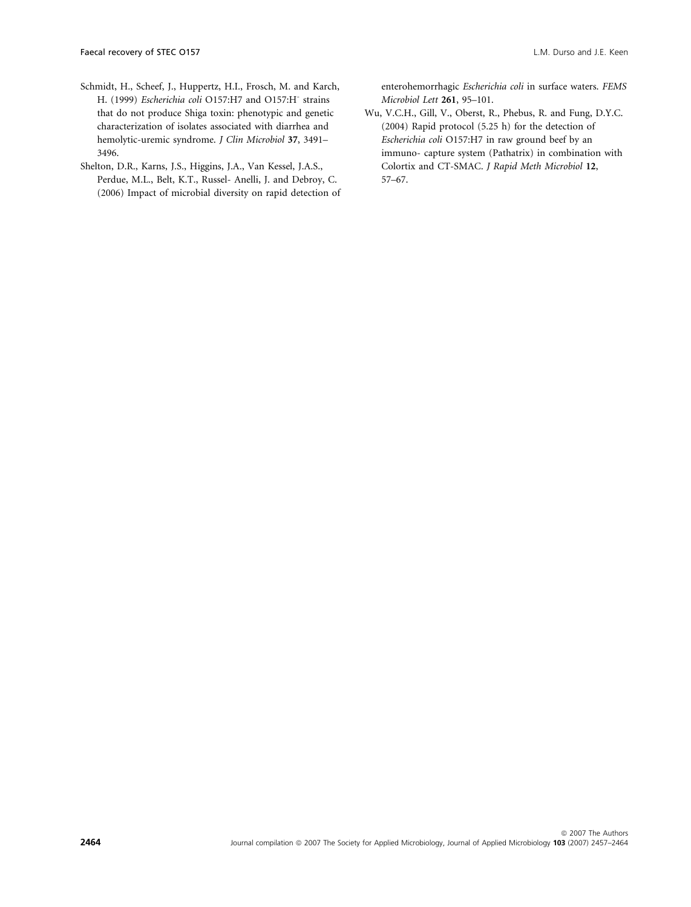Schmidt, H., Scheef, J., Huppertz, H.I., Frosch, M. and Karch, H. (1999) *Escherichia coli* O157:H7 and O157:H⁻ strains that do not produce Shiga toxin: phenotypic and genetic characterization of isolates associated with diarrhea and hemolytic-uremic syndrome. *J Clin Microbiol* **37**, 3491–3496.

Shelton, D.R., Karns, J.S., Higgins, J.A., Van Kessel, J.A.S., Perdue, M.L., Belt, K.T., Russel- Anelli, J. and Debroy, C. (2006) Impact of microbial diversity on rapid detection of enterohemorrhagic *Escherichia coli* in surface waters. *FEMS Microbiol Lett* **261**, 95–101.

Wu, V.C.H., Gill, V., Oberst, R., Phebus, R. and Fung, D.Y.C. (2004) Rapid protocol (5.25 h) for the detection of *Escherichia coli* O157:H7 in raw ground beef by an immuno- capture system (Pathatrix) in combination with Colortix and CT-SMAC. *J Rapid Meth Microbiol* **12**, 57–67.